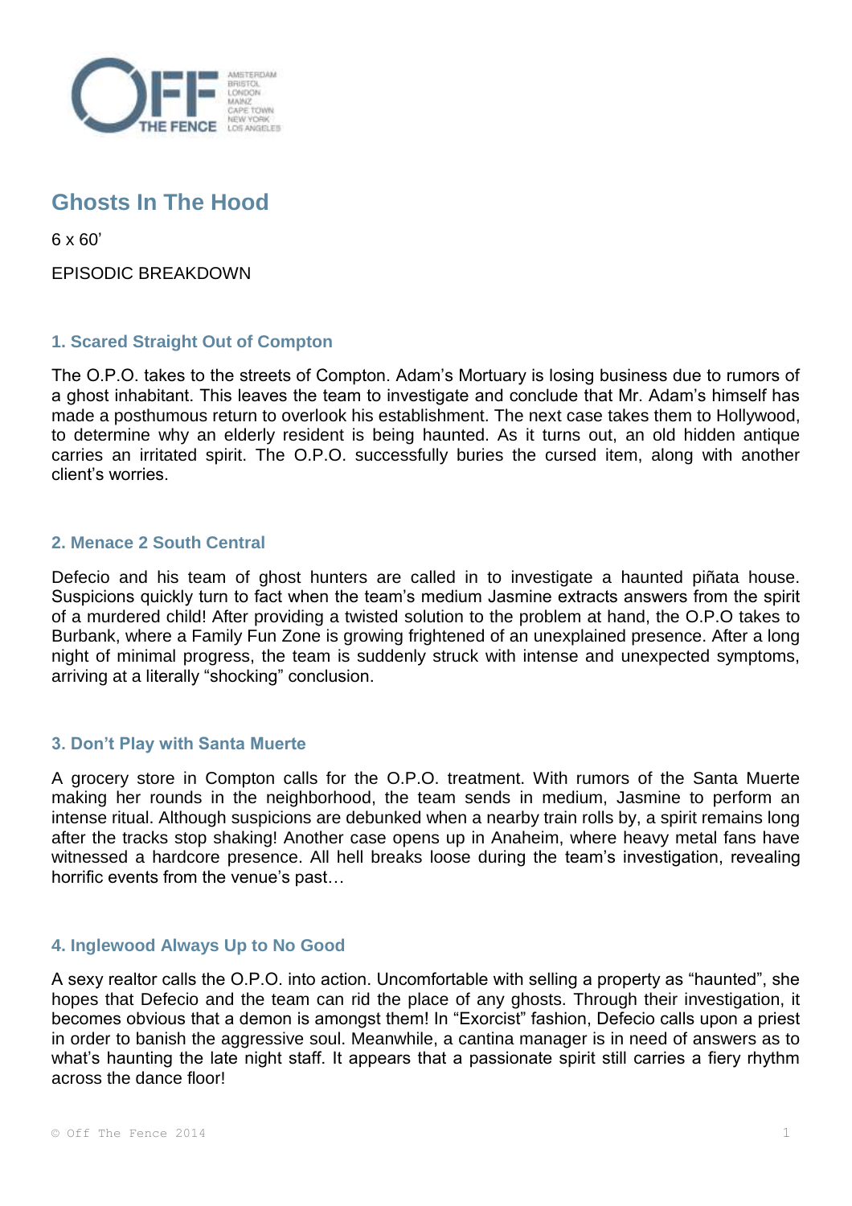# Ghosts In The Hood

6 x 60’

EPISODIC BREAKDOWN

## 1. Scared Straight Out of Compton

The O.P.O. takes to the streets of Compton. Adam’s Mortuary is losing business due to rumors of a ghost inhabitant. This leaves the team to investigate and conclude that Mr. Adam’s himself has made a posthumous return to overlook his establishment. The next case takes them to Hollywood, to determine why an elderly resident is being haunted. As it turns out, an old hidden antique carries an irritated spirit. The O.P.O. successfully buries the cursed item, along with another client’s worries.

## 2. Menace 2 South Central

Defecio and his team of ghost hunters are called in to investigate a haunted piñata house. Suspicions quickly turn to fact when the team’s medium Jasmine extracts answers from the spirit of a murdered child! After providing a twisted solution to the problem at hand, the O.P.O takes to Burbank, where a Family Fun Zone is growing frightened of an unexplained presence. After a long night of minimal progress, the team is suddenly struck with intense and unexpected symptoms, arriving at a literally “shocking” conclusion.

## 3. Don’t Play with Santa Muerte

A grocery store in Compton calls for the O.P.O. treatment. With rumors of the Santa Muerte making her rounds in the neighborhood, the team sends in medium, Jasmine to perform an intense ritual. Although suspicions are debunked when a nearby train rolls by, a spirit remains long after the tracks stop shaking! Another case opens up in Anaheim, where heavy metal fans have witnessed a hardcore presence. All hell breaks loose during the team’s investigation, revealing horrific events from the venue’s past…

## 4. Inglewood Always Up to No Good

A sexy realtor calls the O.P.O. into action. Uncomfortable with selling a property as “haunted”, she hopes that Defecio and the team can rid the place of any ghosts. Through their investigation, it becomes obvious that a demon is amongst them! In “Exorcist” fashion, Defecio calls upon a priest in order to banish the aggressive soul. Meanwhile, a cantina manager is in need of answers as to what’s haunting the late night staff. It appears that a passionate spirit still carries a fiery rhythm across the dance floor!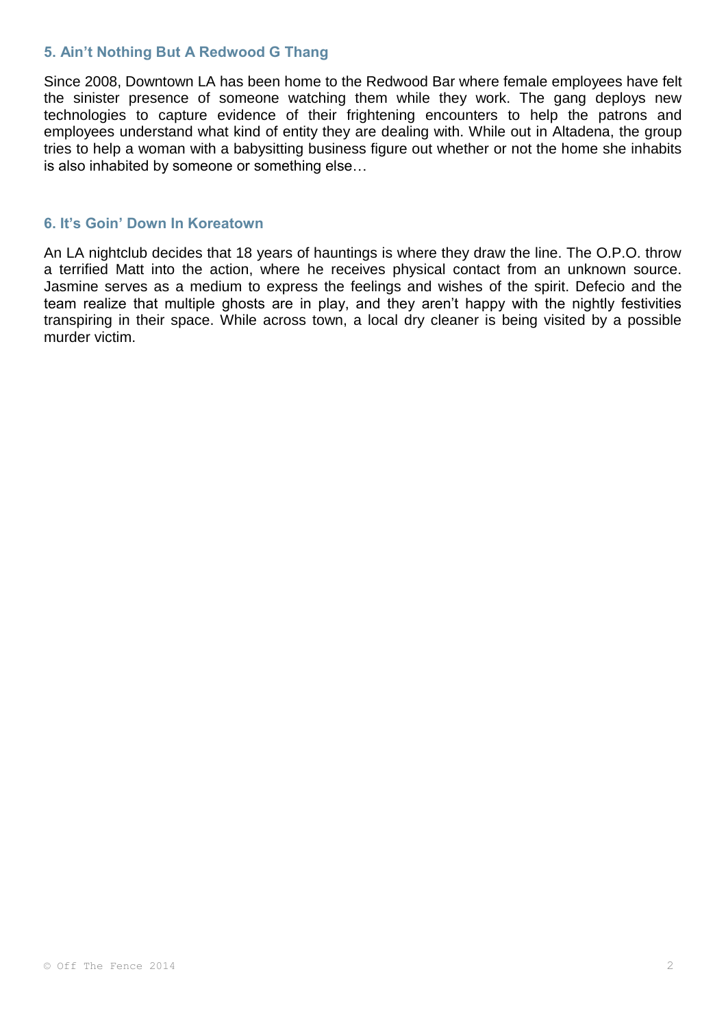### 5. Ain't Nothing But A Redwood G Thang

Since 2008, Downtown LA has been home to the Redwood Bar where female employees have felt the sinister presence of someone watching them while they work. The gang deploys new technologies to capture evidence of their frightening encounters to help the patrons and employees understand what kind of entity they are dealing with. While out in Altadena, the group tries to help a woman with a babysitting business figure out whether or not the home she inhabits is also inhabited by someone or something else…

### 6. It's Goin' Down In Koreatown

An LA nightclub decides that 18 years of hauntings is where they draw the line. The O.P.O. throw a terrified Matt into the action, where he receives physical contact from an unknown source. Jasmine serves as a medium to express the feelings and wishes of the spirit. Defecio and the team realize that multiple ghosts are in play, and they aren't happy with the nightly festivities transpiring in their space. While across town, a local dry cleaner is being visited by a possible murder victim.